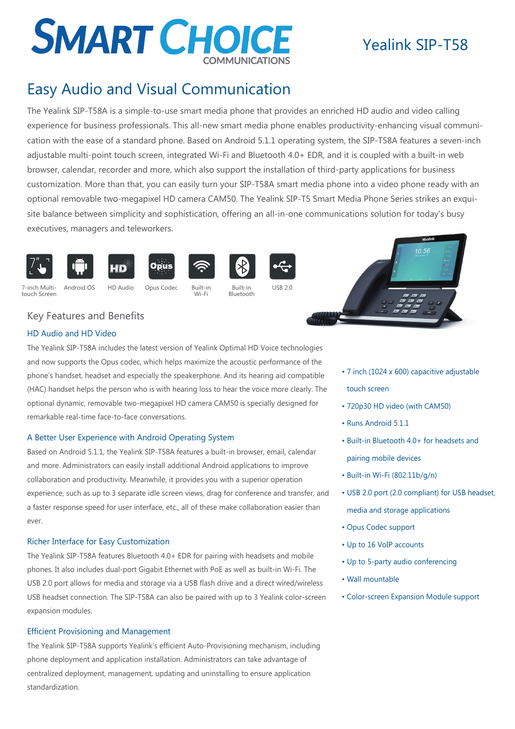# SMART CHOICE COMMUNICATIONS

## Yealink SIP-T58

# Easy Audio and Visual Communication

The Yealink SIP-T58A is a simple-to-use smart media phone that provides an enriched HD audio and video calling experience for business professionals. This all-new smart media phone enables productivity-enhancing visual communication with the ease of a standard phone. Based on Android 5.1.1 operating system, the SIP-T58A features a seven-inch adjustable multi-point touch screen, integrated Wi-Fi and Bluetooth 4.0+ EDR, and it is coupled with a built-in web browser, calendar, recorder and more, which also support the installation of third-party applications for business customization. More than that, you can easily turn your SIP-T58A smart media phone into a video phone ready with an optional removable two-megapixel HD camera CAM50. The Yealink SIP-T5 Smart Media Phone Series strikes an exquisite balance between simplicity and sophistication, offering an all-in-one communications solution for today's busy executives, managers and teleworkers.

7-inch Multi-touch Screen | Android OS | HD Audio | Opus Codec | Built-in Wi-Fi | Built-in Bluetooth | USB 2.0

## Key Features and Benefits

### HD Audio and HD Video

The Yealink SIP-T58A includes the latest version of Yealink Optimal HD Voice technologies and now supports the Opus codec, which helps maximize the acoustic performance of the phone's handset, headset and especially the speakerphone. And its hearing aid compatible (HAC) handset helps the person who is with hearing loss to hear the voice more clearly. The optional dynamic, removable two-megapixel HD camera CAM50 is specially designed for remarkable real-time face-to-face conversations.

### A Better User Experience with Android Operating System

Based on Android 5.1.1, the Yealink SIP-T58A features a built-in browser, email, calendar and more. Administrators can easily install additional Android applications to improve collaboration and productivity. Meanwhile, it provides you with a superior operation experience, such as up to 3 separate idle screen views, drag for conference and transfer, and a faster response speed for user interface, etc., all of these make collaboration easier than ever.

### Richer Interface for Easy Customization

The Yealink SIP-T58A features Bluetooth 4.0+ EDR for pairing with headsets and mobile phones. It also includes dual-port Gigabit Ethernet with PoE as well as built-in Wi-Fi. The USB 2.0 port allows for media and storage via a USB flash drive and a direct wired/wireless USB headset connection. The SIP-T58A can also be paired with up to 3 Yealink color-screen expansion modules.

### Efficient Provisioning and Management

The Yealink SIP-T58A supports Yealink's efficient Auto-Provisioning mechanism, including phone deployment and application installation. Administrators can take advantage of centralized deployment, management, updating and uninstalling to ensure application standardization.

- 7 inch (1024 x 600) capacitive adjustable touch screen
- 720p30 HD video (with CAM50)
- Runs Android 5.1.1
- Built-in Bluetooth 4.0+ for headsets and pairing mobile devices
- Built-in Wi-Fi (802.11b/g/n)
- USB 2.0 port (2.0 compliant) for USB headset, media and storage applications
- Opus Codec support
- Up to 16 VoIP accounts
- Up to 5-party audio conferencing
- Wall mountable
- Color-screen Expansion Module support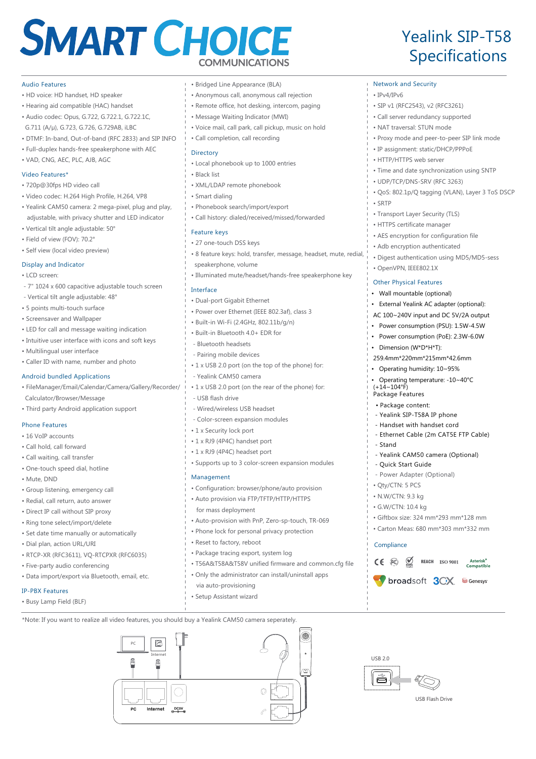# SMART CHOICE COMMUNICATIONS

# Yealink SIP-T58 Specifications

## Audio Features

- HD voice: HD handset, HD speaker
- Hearing aid compatible (HAC) handset
- Audio codec: Opus, G.722, G.722.1, G.722.1C, G.711 (A/μ), G.723, G.726, G.729AB, iLBC
- DTMF: In-band, Out-of-band (RFC 2833) and SIP INFO
- Full-duplex hands-free speakerphone with AEC
- VAD, CNG, AEC, PLC, AJB, AGC

## Video Features*

- 720p@30fps HD video call
- Video codec: H.264 High Profile, H.264, VP8
- Yealink CAM50 camera: 2 mega-pixel, plug and play, adjustable, with privacy shutter and LED indicator
- Vertical tilt angle adjustable: 50°
- Field of view (FOV): 70.2°
- Self view (local video preview)

## Display and Indicator

- LCD screen:
  - 7" 1024 x 600 capacitive adjustable touch screen
  - Vertical tilt angle adjustable: 48°
- 5 points multi-touch surface
- Screensaver and Wallpaper
- LED for call and message waiting indication
- Intuitive user interface with icons and soft keys
- Multilingual user interface
- Caller ID with name, number and photo

## Android bundled Applications

- FileManager/Email/Calendar/Camera/Gallery/Recorder/ Calculator/Browser/Message
- Third party Android application support

## Phone Features

- 16 VoIP accounts
- Call hold, call forward
- Call waiting, call transfer
- One-touch speed dial, hotline
- Mute, DND
- Group listening, emergency call
- Redial, call return, auto answer
- Direct IP call without SIP proxy
- Ring tone select/import/delete
- Set date time manually or automatically
- Dial plan, action URL/URI
- RTCP-XR (RFC3611), VQ-RTCPXR (RFC6035)
- Five-party audio conferencing
- Data import/export via Bluetooth, email, etc.

## IP-PBX Features

- Busy Lamp Field (BLF)
- Bridged Line Appearance (BLA)
- Anonymous call, anonymous call rejection
- Remote office, hot desking, intercom, paging
- Message Waiting Indicator (MWI)
- Voice mail, call park, call pickup, music on hold
- Call completion, call recording

## Directory

- Local phonebook up to 1000 entries
- Black list
- XML/LDAP remote phonebook
- Smart dialing
- Phonebook search/import/export
- Call history: dialed/received/missed/forwarded

## Feature keys

- 27 one-touch DSS keys
- 8 feature keys: hold, transfer, message, headset, mute, redial, speakerphone, volume
- Illuminated mute/headset/hands-free speakerphone key

## Interface

- Dual-port Gigabit Ethernet
- Power over Ethernet (IEEE 802.3af), class 3
- Built-in Wi-Fi (2.4GHz, 802.11b/g/n)
- Built-in Bluetooth 4.0+ EDR for
  - Bluetooth headsets
  - Pairing mobile devices
- 1 x USB 2.0 port (on the top of the phone) for:
  - Yealink CAM50 camera
- 1 x USB 2.0 port (on the rear of the phone) for:
  - USB flash drive
  - Wired/wireless USB headset
  - Color-screen expansion modules
- 1 x Security lock port
- 1 x RJ9 (4P4C) handset port
- 1 x RJ9 (4P4C) headset port
- Supports up to 3 color-screen expansion modules

## Management

- Configuration: browser/phone/auto provision
- Auto provision via FTP/TFTP/HTTP/HTTPS for mass deployment
- Auto-provision with PnP, Zero-sp-touch, TR-069
- Phone lock for personal privacy protection
- Reset to factory, reboot
- Package tracing export, system log
- T56A&T58A&T58V unified firmware and common.cfg file
- Only the administrator can install/uninstall apps via auto-provisioning
- Setup Assistant wizard

## Network and Security

- IPv4/IPv6
- SIP v1 (RFC2543), v2 (RFC3261)
- Call server redundancy supported
- NAT traversal: STUN mode
- Proxy mode and peer-to-peer SIP link mode
- IP assignment: static/DHCP/PPPoE
- HTTP/HTTPS web server
- Time and date synchronization using SNTP
- UDP/TCP/DNS-SRV (RFC 3263)
- QoS: 802.1p/Q tagging (VLAN), Layer 3 ToS DSCP
- SRTP
- Transport Layer Security (TLS)
- HTTPS certificate manager
- AES encryption for configuration file
- Adb encryption authenticated
- Digest authentication using MD5/MD5-sess
- OpenVPN, IEEE802.1X

## Other Physical Features

- Wall mountable (optional)
- External Yealink AC adapter (optional): AC 100~240V input and DC 5V/2A output
- Power consumption (PSU): 1.5W-4.5W
- Power consumption (PoE): 2.3W-6.0W
- Dimension (W*D*H*T): 259.4mm*220mm*215mm*42.6mm
- Operating humidity: 10~95%
- Operating temperature: -10~40°C (+14~104°F)

## Package Features

- Package content:
  - Yealink SIP-T58A IP phone
  - Handset with handset cord
  - Ethernet Cable (2m CAT5E FTP Cable)
  - Stand
  - Yealink CAM50 camera (Optional)
  - Quick Start Guide
  - Power Adapter (Optional)
- Qty/CTN: 5 PCS
- N.W/CTN: 9.3 kg
- G.W/CTN: 10.4 kg
- Giftbox size: 324 mm*293 mm*128 mm
- Carton Meas: 680 mm*303 mm*332 mm

## Compliance

CE FC REACH ISO 9001 Asterisk Compatible broadsoft 3CX Genesys

*Note: If you want to realize all video features, you should buy a Yealink CAM50 camera seperately.

PC

Internet

PC Internet DC5V

USB 2.0

USB Flash Drive